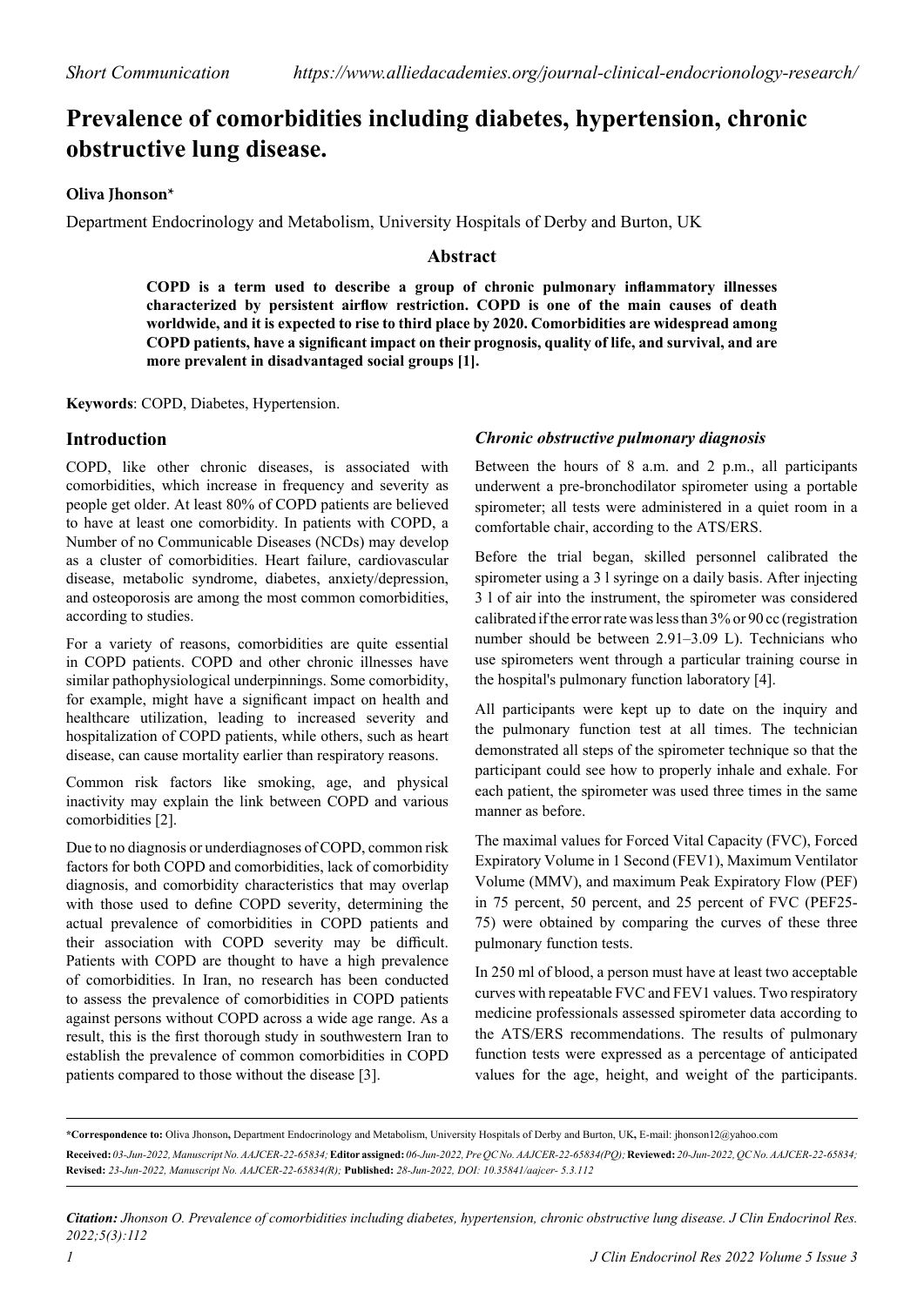*Short Communication* *https://www.alliedacademies.org/journal-clinical-endocrionology-research/*

# Prevalence of comorbidities including diabetes, hypertension, chronic obstructive lung disease.

**Oliva Jhonson***

Department Endocrinology and Metabolism, University Hospitals of Derby and Burton, UK

## Abstract

**COPD is a term used to describe a group of chronic pulmonary inflammatory illnesses characterized by persistent airflow restriction. COPD is one of the main causes of death worldwide, and it is expected to rise to third place by 2020. Comorbidities are widespread among COPD patients, have a significant impact on their prognosis, quality of life, and survival, and are more prevalent in disadvantaged social groups [1].**

**Keywords**: COPD, Diabetes, Hypertension.

## Introduction

COPD, like other chronic diseases, is associated with comorbidities, which increase in frequency and severity as people get older. At least 80% of COPD patients are believed to have at least one comorbidity. In patients with COPD, a Number of no Communicable Diseases (NCDs) may develop as a cluster of comorbidities. Heart failure, cardiovascular disease, metabolic syndrome, diabetes, anxiety/depression, and osteoporosis are among the most common comorbidities, according to studies.

For a variety of reasons, comorbidities are quite essential in COPD patients. COPD and other chronic illnesses have similar pathophysiological underpinnings. Some comorbidity, for example, might have a significant impact on health and healthcare utilization, leading to increased severity and hospitalization of COPD patients, while others, such as heart disease, can cause mortality earlier than respiratory reasons.

Common risk factors like smoking, age, and physical inactivity may explain the link between COPD and various comorbidities [2].

Due to no diagnosis or underdiagnoses of COPD, common risk factors for both COPD and comorbidities, lack of comorbidity diagnosis, and comorbidity characteristics that may overlap with those used to define COPD severity, determining the actual prevalence of comorbidities in COPD patients and their association with COPD severity may be difficult. Patients with COPD are thought to have a high prevalence of comorbidities. In Iran, no research has been conducted to assess the prevalence of comorbidities in COPD patients against persons without COPD across a wide age range. As a result, this is the first thorough study in southwestern Iran to establish the prevalence of common comorbidities in COPD patients compared to those without the disease [3].

### *Chronic obstructive pulmonary diagnosis*

Between the hours of 8 a.m. and 2 p.m., all participants underwent a pre-bronchodilator spirometer using a portable spirometer; all tests were administered in a quiet room in a comfortable chair, according to the ATS/ERS.

Before the trial began, skilled personnel calibrated the spirometer using a 3 l syringe on a daily basis. After injecting 3 l of air into the instrument, the spirometer was considered calibrated if the error rate was less than 3% or 90 cc (registration number should be between 2.91–3.09 L). Technicians who use spirometers went through a particular training course in the hospital's pulmonary function laboratory [4].

All participants were kept up to date on the inquiry and the pulmonary function test at all times. The technician demonstrated all steps of the spirometer technique so that the participant could see how to properly inhale and exhale. For each patient, the spirometer was used three times in the same manner as before.

The maximal values for Forced Vital Capacity (FVC), Forced Expiratory Volume in 1 Second (FEV1), Maximum Ventilator Volume (MMV), and maximum Peak Expiratory Flow (PEF) in 75 percent, 50 percent, and 25 percent of FVC (PEF25-75) were obtained by comparing the curves of these three pulmonary function tests.

In 250 ml of blood, a person must have at least two acceptable curves with repeatable FVC and FEV1 values. Two respiratory medicine professionals assessed spirometer data according to the ATS/ERS recommendations. The results of pulmonary function tests were expressed as a percentage of anticipated values for the age, height, and weight of the participants.

---

***Correspondence to:** Oliva Jhonson**,** Department Endocrinology and Metabolism, University Hospitals of Derby and Burton, UK**,** E-mail: jhonson12@yahoo.com

**Received:** *03-Jun-2022, Manuscript No. AAJCER-22-65834;* **Editor assigned:** *06-Jun-2022, Pre QC No. AAJCER-22-65834(PQ);* **Reviewed:** *20-Jun-2022, QC No. AAJCER-22-65834;* **Revised:** *23-Jun-2022, Manuscript No. AAJCER-22-65834(R);* **Published:** *28-Jun-2022, DOI: 10.35841/aajcer- 5.3.112*

***Citation:*** *Jhonson O. Prevalence of comorbidities including diabetes, hypertension, chronic obstructive lung disease. J Clin Endocrinol Res. 2022;5(3):112*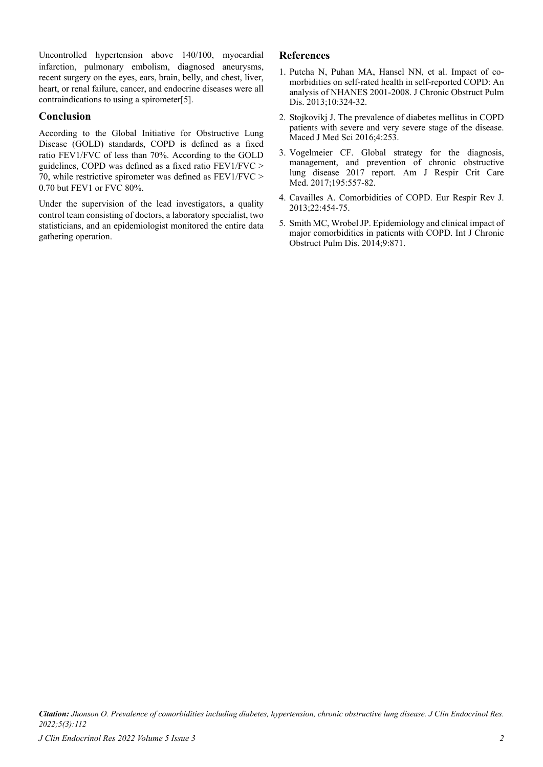Uncontrolled hypertension above 140/100, myocardial infarction, pulmonary embolism, diagnosed aneurysms, recent surgery on the eyes, ears, brain, belly, and chest, liver, heart, or renal failure, cancer, and endocrine diseases were all contraindications to using a spirometer[5].

## Conclusion

According to the Global Initiative for Obstructive Lung Disease (GOLD) standards, COPD is defined as a fixed ratio FEV1/FVC of less than 70%. According to the GOLD guidelines, COPD was defined as a fixed ratio FEV1/FVC > 70, while restrictive spirometer was defined as FEV1/FVC > 0.70 but FEV1 or FVC 80%.

Under the supervision of the lead investigators, a quality control team consisting of doctors, a laboratory specialist, two statisticians, and an epidemiologist monitored the entire data gathering operation.

## References

1. Putcha N, Puhan MA, Hansel NN, et al. Impact of co-morbidities on self-rated health in self-reported COPD: An analysis of NHANES 2001-2008. J Chronic Obstruct Pulm Dis. 2013;10:324-32.
2. Stojkovikj J. The prevalence of diabetes mellitus in COPD patients with severe and very severe stage of the disease. Maced J Med Sci 2016;4:253.
3. Vogelmeier CF. Global strategy for the diagnosis, management, and prevention of chronic obstructive lung disease 2017 report. Am J Respir Crit Care Med. 2017;195:557-82.
4. Cavailles A. Comorbidities of COPD. Eur Respir Rev J. 2013;22:454-75.
5. Smith MC, Wrobel JP. Epidemiology and clinical impact of major comorbidities in patients with COPD. Int J Chronic Obstruct Pulm Dis. 2014;9:871.

***Citation:*** *Jhonson O. Prevalence of comorbidities including diabetes, hypertension, chronic obstructive lung disease. J Clin Endocrinol Res. 2022;5(3):112*